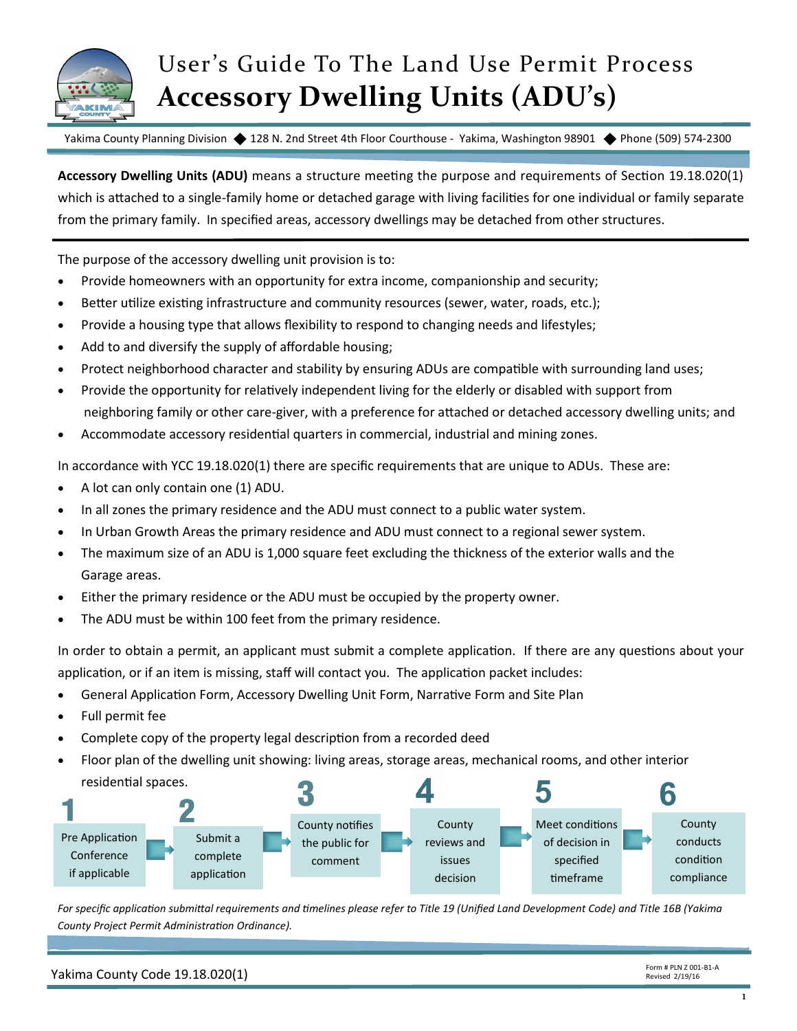# User's Guide To The Land Use Permit Process
# Accessory Dwelling Units (ADU's)

Yakima County Planning Division ◆ 128 N. 2nd Street 4th Floor Courthouse - Yakima, Washington 98901 ◆ Phone (509) 574-2300

**Accessory Dwelling Units (ADU)** means a structure meeting the purpose and requirements of Section 19.18.020(1) which is attached to a single-family home or detached garage with living facilities for one individual or family separate from the primary family. In specified areas, accessory dwellings may be detached from other structures.

---

The purpose of the accessory dwelling unit provision is to:

- Provide homeowners with an opportunity for extra income, companionship and security;
- Better utilize existing infrastructure and community resources (sewer, water, roads, etc.);
- Provide a housing type that allows flexibility to respond to changing needs and lifestyles;
- Add to and diversify the supply of affordable housing;
- Protect neighborhood character and stability by ensuring ADUs are compatible with surrounding land uses;
- Provide the opportunity for relatively independent living for the elderly or disabled with support from neighboring family or other care-giver, with a preference for attached or detached accessory dwelling units; and
- Accommodate accessory residential quarters in commercial, industrial and mining zones.

In accordance with YCC 19.18.020(1) there are specific requirements that are unique to ADUs. These are:

- A lot can only contain one (1) ADU.
- In all zones the primary residence and the ADU must connect to a public water system.
- In Urban Growth Areas the primary residence and ADU must connect to a regional sewer system.
- The maximum size of an ADU is 1,000 square feet excluding the thickness of the exterior walls and the Garage areas.
- Either the primary residence or the ADU must be occupied by the property owner.
- The ADU must be within 100 feet from the primary residence.

In order to obtain a permit, an applicant must submit a complete application. If there are any questions about your application, or if an item is missing, staff will contact you. The application packet includes:

- General Application Form, Accessory Dwelling Unit Form, Narrative Form and Site Plan
- Full permit fee
- Complete copy of the property legal description from a recorded deed
- Floor plan of the dwelling unit showing: living areas, storage areas, mechanical rooms, and other interior residential spaces.

1. Pre Application Conference if applicable
2. Submit a complete application
3. County notifies the public for comment
4. County reviews and issues decision
5. Meet conditions of decision in specified timeframe
6. County conducts condition compliance

*For specific application submittal requirements and timelines please refer to Title 19 (Unified Land Development Code) and Title 16B (Yakima County Project Permit Administration Ordinance).*

Yakima County Code 19.18.020(1)

Form # PLN Z 001-B1-A
Revised 2/19/16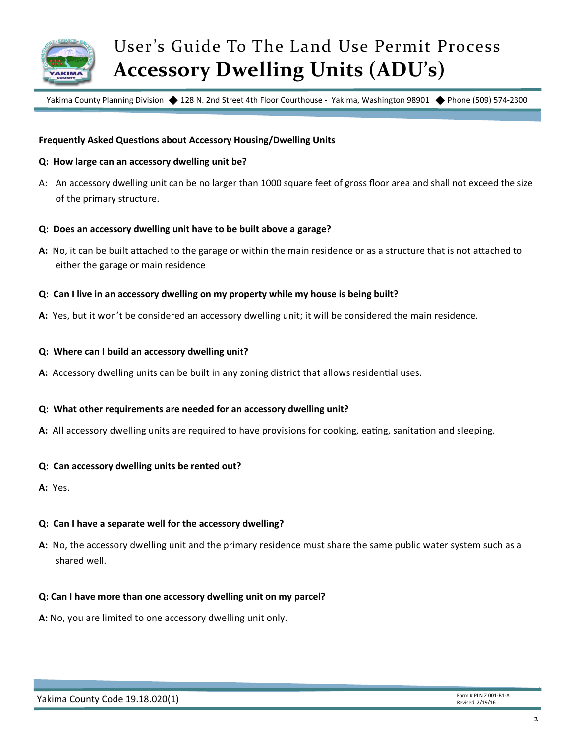# User's Guide To The Land Use Permit Process

# Accessory Dwelling Units (ADU's)

Yakima County Planning Division ◆ 128 N. 2nd Street 4th Floor Courthouse - Yakima, Washington 98901 ◆ Phone (509) 574-2300

**Frequently Asked Questions about Accessory Housing/Dwelling Units**

**Q: How large can an accessory dwelling unit be?**

A: An accessory dwelling unit can be no larger than 1000 square feet of gross floor area and shall not exceed the size of the primary structure.

**Q: Does an accessory dwelling unit have to be built above a garage?**

**A:** No, it can be built attached to the garage or within the main residence or as a structure that is not attached to either the garage or main residence

**Q: Can I live in an accessory dwelling on my property while my house is being built?**

**A:** Yes, but it won't be considered an accessory dwelling unit; it will be considered the main residence.

**Q: Where can I build an accessory dwelling unit?**

**A:** Accessory dwelling units can be built in any zoning district that allows residential uses.

**Q: What other requirements are needed for an accessory dwelling unit?**

**A:** All accessory dwelling units are required to have provisions for cooking, eating, sanitation and sleeping.

**Q: Can accessory dwelling units be rented out?**

**A:** Yes.

**Q: Can I have a separate well for the accessory dwelling?**

**A:** No, the accessory dwelling unit and the primary residence must share the same public water system such as a shared well.

**Q: Can I have more than one accessory dwelling unit on my parcel?**

**A:** No, you are limited to one accessory dwelling unit only.

Yakima County Code 19.18.020(1)

Form # PLN Z 001-B1-A
Revised 2/19/16